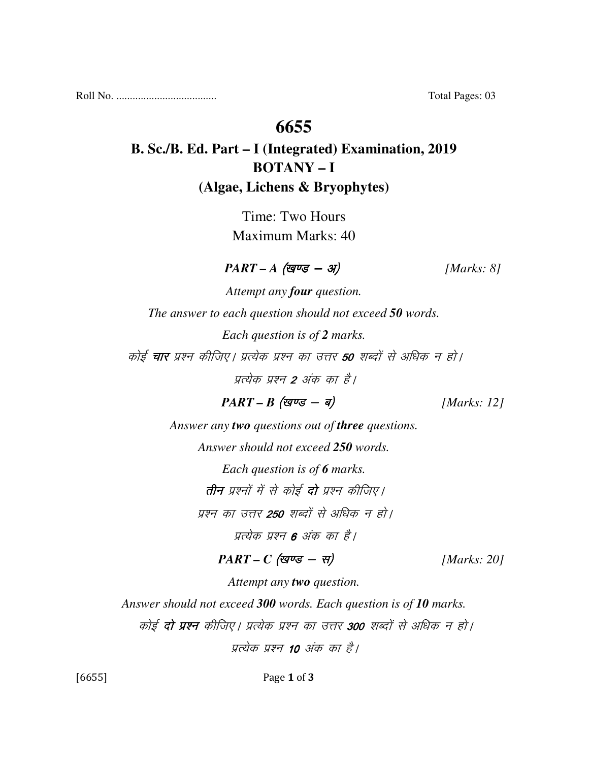Roll No. .................................... Total Pages: 03

# 6655

## B. Sc./B. Ed. Part – I (Integrated) Examination, 2019
## BOTANY – I
## (Algae, Lichens & Bryophytes)

Time: Two Hours
Maximum Marks: 40

***PART – A (खण्ड – अ)*** *[Marks: 8]*

*Attempt any **four** question.*

*The answer to each question should not exceed **50** words.*

*Each question is of **2** marks.*

*कोई **चार** प्रश्न कीजिए। प्रत्येक प्रश्न का उत्तर **50** शब्दों से अधिक न हो।*

*प्रत्येक प्रश्न **2** अंक का है।*

***PART – B (खण्ड – ब)*** *[Marks: 12]*

*Answer any **two** questions out of **three** questions.*

*Answer should not exceed **250** words.*

*Each question is of **6** marks.*

***तीन** प्रश्नों में से कोई **दो** प्रश्न कीजिए।*

*प्रश्न का उत्तर **250** शब्दों से अधिक न हो।*

*प्रत्येक प्रश्न **6** अंक का है।*

***PART – C (खण्ड – स)*** *[Marks: 20]*

*Attempt any **two** question.*

*Answer should not exceed **300** words. Each question is of **10** marks.*

*कोई **दो प्रश्न** कीजिए। प्रत्येक प्रश्न का उत्तर **300** शब्दों से अधिक न हो।*

*प्रत्येक प्रश्न **10** अंक का है।*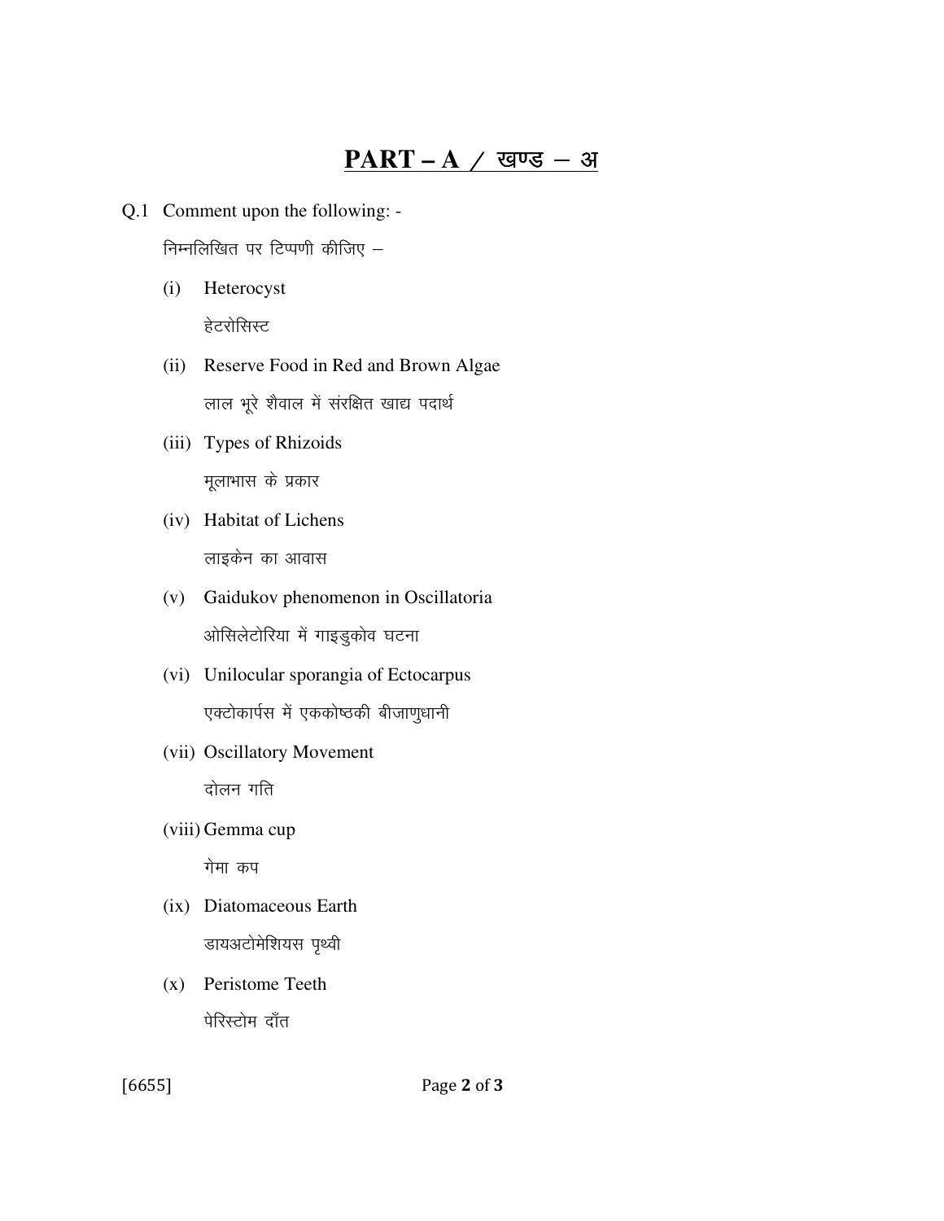# PART – A / खण्ड – अ

Q.1 Comment upon the following: -

निम्नलिखित पर टिप्पणी कीजिए –

(i) Heterocyst

हेटरोसिस्ट

(ii) Reserve Food in Red and Brown Algae

लाल भूरे शैवाल में संरक्षित खाद्य पदार्थ

(iii) Types of Rhizoids

मूलाभास के प्रकार

(iv) Habitat of Lichens

लाइकेन का आवास

(v) Gaidukov phenomenon in Oscillatoria

ओसिलेटोरिया में गाइडुकोव घटना

(vi) Unilocular sporangia of Ectocarpus

एक्टोकार्पस में एककोष्ठकी बीजाणुधानी

(vii) Oscillatory Movement

दोलन गति

(viii) Gemma cup

गेमा कप

(ix) Diatomaceous Earth

डायअटोमेशियस पृथ्वी

(x) Peristome Teeth

पेरिस्टोम दाँत

[6655]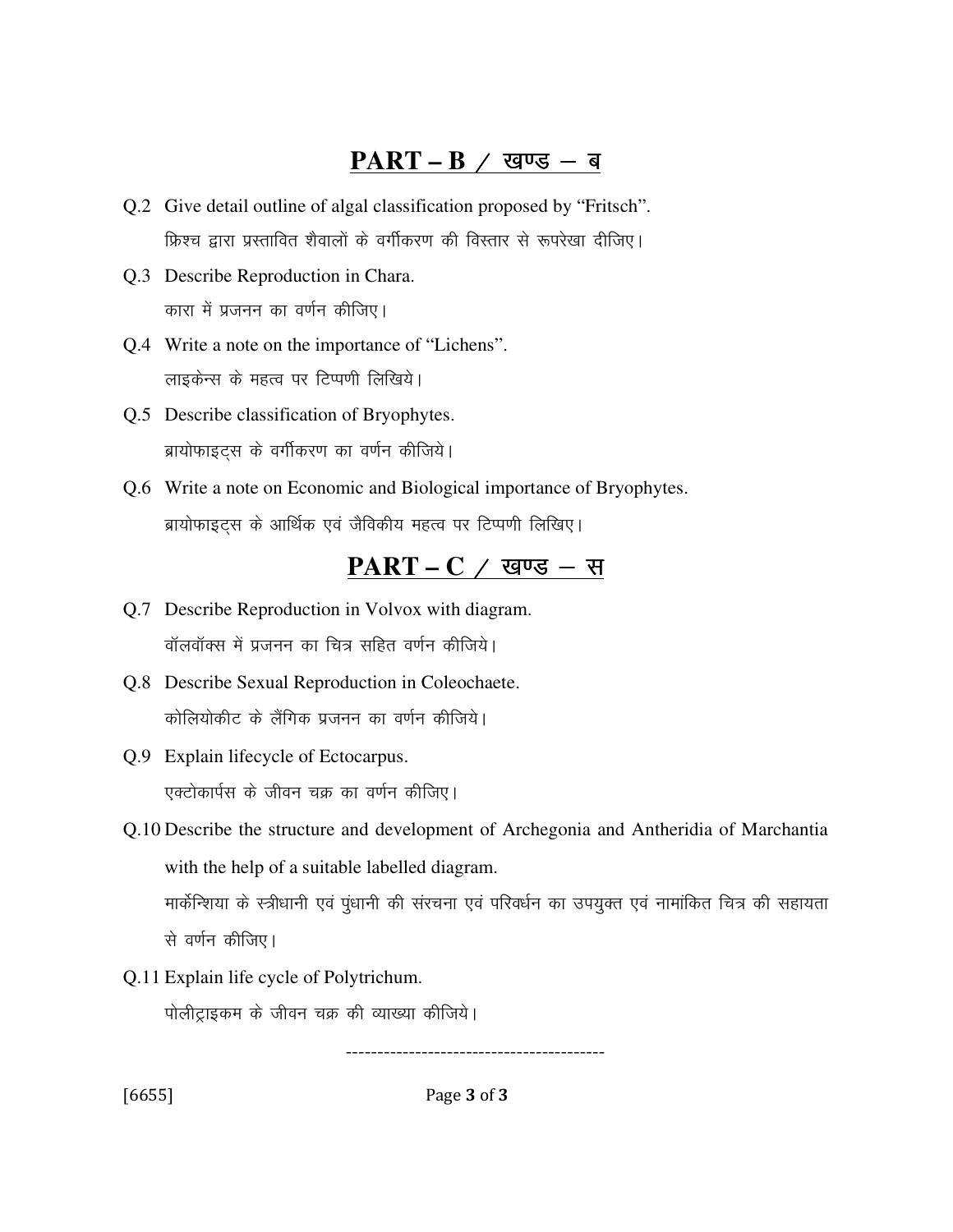## PART – B / खण्ड – ब

Q.2 Give detail outline of algal classification proposed by "Fritsch".

फ्रिश्च द्वारा प्रस्तावित शैवालों के वर्गीकरण की विस्तार से रूपरेखा दीजिए।

Q.3 Describe Reproduction in Chara.

कारा में प्रजनन का वर्णन कीजिए।

Q.4 Write a note on the importance of "Lichens".

लाइकेन्स के महत्व पर टिप्पणी लिखिये।

Q.5 Describe classification of Bryophytes.

ब्रायोफाइट्स के वर्गीकरण का वर्णन कीजिये।

Q.6 Write a note on Economic and Biological importance of Bryophytes.

ब्रायोफाइट्स के आर्थिक एवं जैविकीय महत्व पर टिप्पणी लिखिए।

## PART – C / खण्ड – स

Q.7 Describe Reproduction in Volvox with diagram.

वॉलवॉक्स में प्रजनन का चित्र सहित वर्णन कीजिये।

Q.8 Describe Sexual Reproduction in Coleochaete.

कोलियोकीट के लैंगिक प्रजनन का वर्णन कीजिये।

Q.9 Explain lifecycle of Ectocarpus.

एक्टोकार्पस के जीवन चक्र का वर्णन कीजिए।

Q.10 Describe the structure and development of Archegonia and Antheridia of Marchantia with the help of a suitable labelled diagram.

मार्केन्शिया के स्त्रीधानी एवं पुंधानी की संरचना एवं परिवर्धन का उपयुक्त एवं नामांकित चित्र की सहायता से वर्णन कीजिए।

Q.11 Explain life cycle of Polytrichum.

पोलीट्राइकम के जीवन चक्र की व्याख्या कीजिये।

-----------------------------------------

[6655]